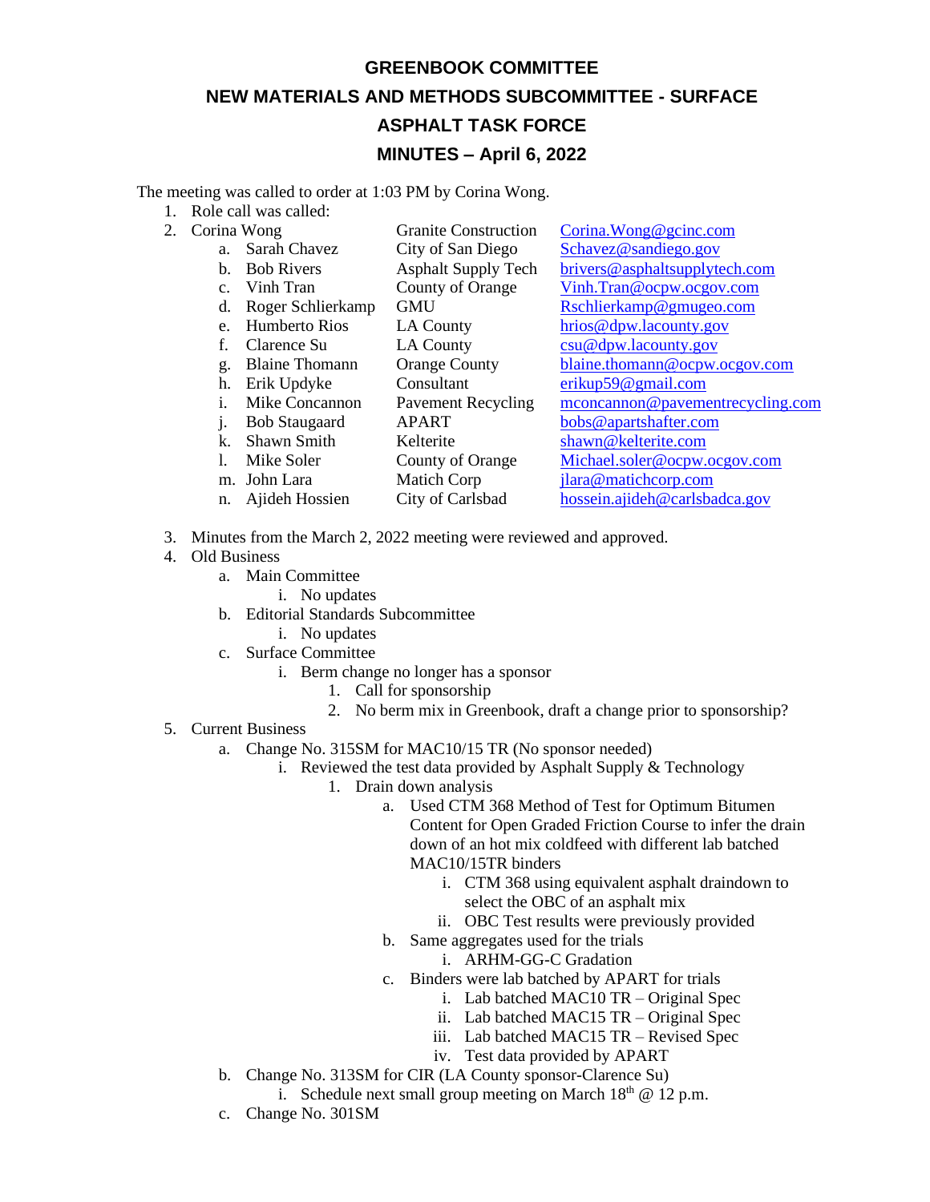# GREENBOOK COMMITTEE

## NEW MATERIALS AND METHODS SUBCOMMITTEE - SURFACE

## ASPHALT TASK FORCE

## MINUTES – April 6, 2022

The meeting was called to order at 1:03 PM by Corina Wong.

1. Role call was called:
2. Corina Wong — Granite Construction — Corina.Wong@gcinc.com
    a. Sarah Chavez — City of San Diego — Schavez@sandiego.gov
    b. Bob Rivers — Asphalt Supply Tech — brivers@asphaltsupplytech.com
    c. Vinh Tran — County of Orange — Vinh.Tran@ocpw.ocgov.com
    d. Roger Schlierkamp — GMU — Rschlierkamp@gmugeo.com
    e. Humberto Rios — LA County — hrios@dpw.lacounty.gov
    f. Clarence Su — LA County — csu@dpw.lacounty.gov
    g. Blaine Thomann — Orange County — blaine.thomann@ocpw.ocgov.com
    h. Erik Updyke — Consultant — erikup59@gmail.com
    i. Mike Concannon — Pavement Recycling — mconcannon@pavementrecycling.com
    j. Bob Staugaard — APART — bobs@apartshafter.com
    k. Shawn Smith — Kelterite — shawn@kelterite.com
    l. Mike Soler — County of Orange — Michael.soler@ocpw.ocgov.com
    m. John Lara — Matich Corp — jlara@matichcorp.com
    n. Ajideh Hossien — City of Carlsbad — hossein.ajideh@carlsbadca.gov
3. Minutes from the March 2, 2022 meeting were reviewed and approved.
4. Old Business
    a. Main Committee
        i. No updates
    b. Editorial Standards Subcommittee
        i. No updates
    c. Surface Committee
        i. Berm change no longer has a sponsor
            1. Call for sponsorship
            2. No berm mix in Greenbook, draft a change prior to sponsorship?
5. Current Business
    a. Change No. 315SM for MAC10/15 TR (No sponsor needed)
        i. Reviewed the test data provided by Asphalt Supply & Technology
            1. Drain down analysis
                a. Used CTM 368 Method of Test for Optimum Bitumen Content for Open Graded Friction Course to infer the drain down of an hot mix coldfeed with different lab batched MAC10/15TR binders
                    i. CTM 368 using equivalent asphalt draindown to select the OBC of an asphalt mix
                    ii. OBC Test results were previously provided
                b. Same aggregates used for the trials
                    i. ARHM-GG-C Gradation
                c. Binders were lab batched by APART for trials
                    i. Lab batched MAC10 TR – Original Spec
                    ii. Lab batched MAC15 TR – Original Spec
                    iii. Lab batched MAC15 TR – Revised Spec
                    iv. Test data provided by APART
    b. Change No. 313SM for CIR (LA County sponsor-Clarence Su)
        i. Schedule next small group meeting on March 18th @ 12 p.m.
    c. Change No. 301SM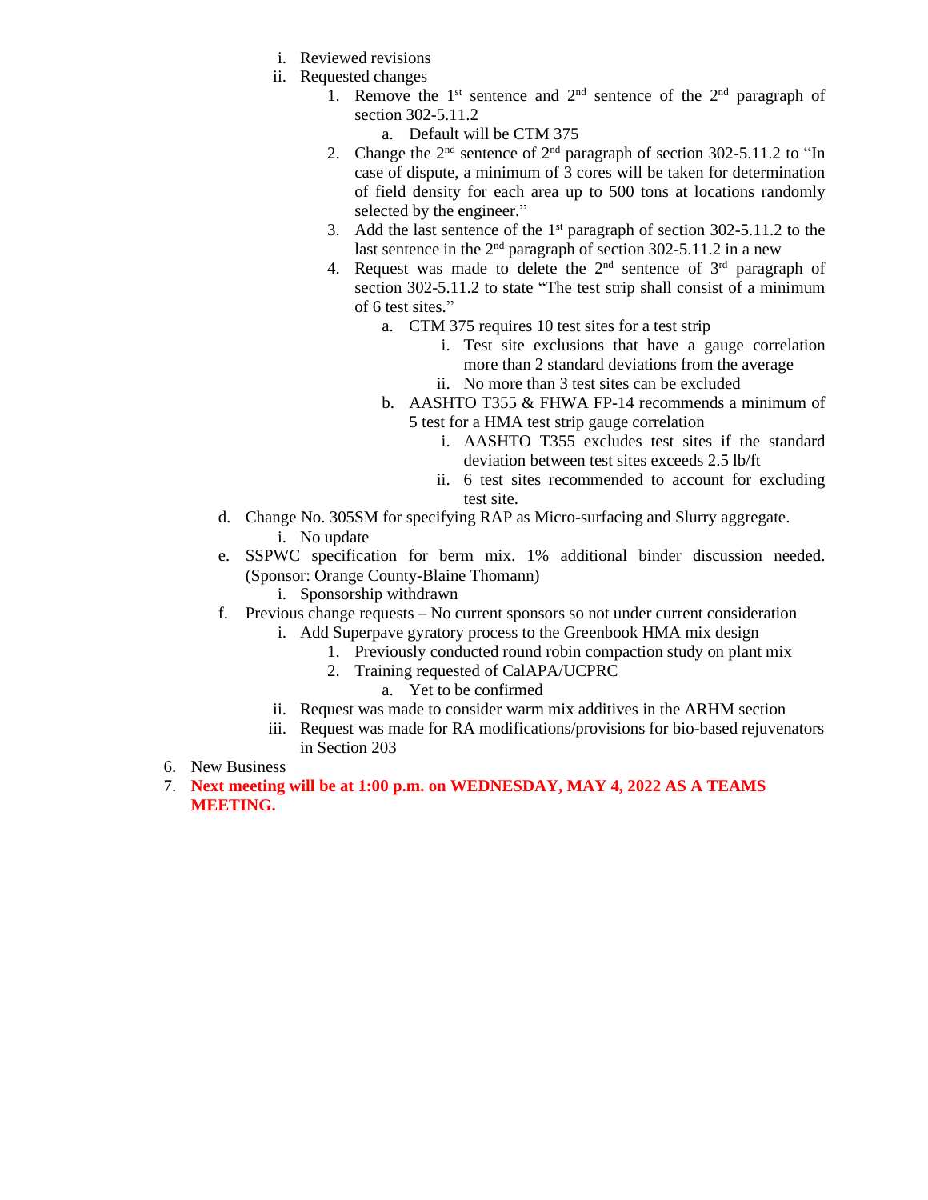i. Reviewed revisions
ii. Requested changes
    1. Remove the 1st sentence and 2nd sentence of the 2nd paragraph of section 302-5.11.2
        a. Default will be CTM 375
    2. Change the 2nd sentence of 2nd paragraph of section 302-5.11.2 to "In case of dispute, a minimum of 3 cores will be taken for determination of field density for each area up to 500 tons at locations randomly selected by the engineer."
    3. Add the last sentence of the 1st paragraph of section 302-5.11.2 to the last sentence in the 2nd paragraph of section 302-5.11.2 in a new
    4. Request was made to delete the 2nd sentence of 3rd paragraph of section 302-5.11.2 to state "The test strip shall consist of a minimum of 6 test sites."
        a. CTM 375 requires 10 test sites for a test strip
            i. Test site exclusions that have a gauge correlation more than 2 standard deviations from the average
            ii. No more than 3 test sites can be excluded
        b. AASHTO T355 & FHWA FP-14 recommends a minimum of 5 test for a HMA test strip gauge correlation
            i. AASHTO T355 excludes test sites if the standard deviation between test sites exceeds 2.5 lb/ft
            ii. 6 test sites recommended to account for excluding test site.

d. Change No. 305SM for specifying RAP as Micro-surfacing and Slurry aggregate.
    i. No update
e. SSPWC specification for berm mix. 1% additional binder discussion needed. (Sponsor: Orange County-Blaine Thomann)
    i. Sponsorship withdrawn
f. Previous change requests – No current sponsors so not under current consideration
    i. Add Superpave gyratory process to the Greenbook HMA mix design
        1. Previously conducted round robin compaction study on plant mix
        2. Training requested of CalAPA/UCPRC
            a. Yet to be confirmed
    ii. Request was made to consider warm mix additives in the ARHM section
    iii. Request was made for RA modifications/provisions for bio-based rejuvenators in Section 203

6. New Business
7. **Next meeting will be at 1:00 p.m. on WEDNESDAY, MAY 4, 2022 AS A TEAMS MEETING.**